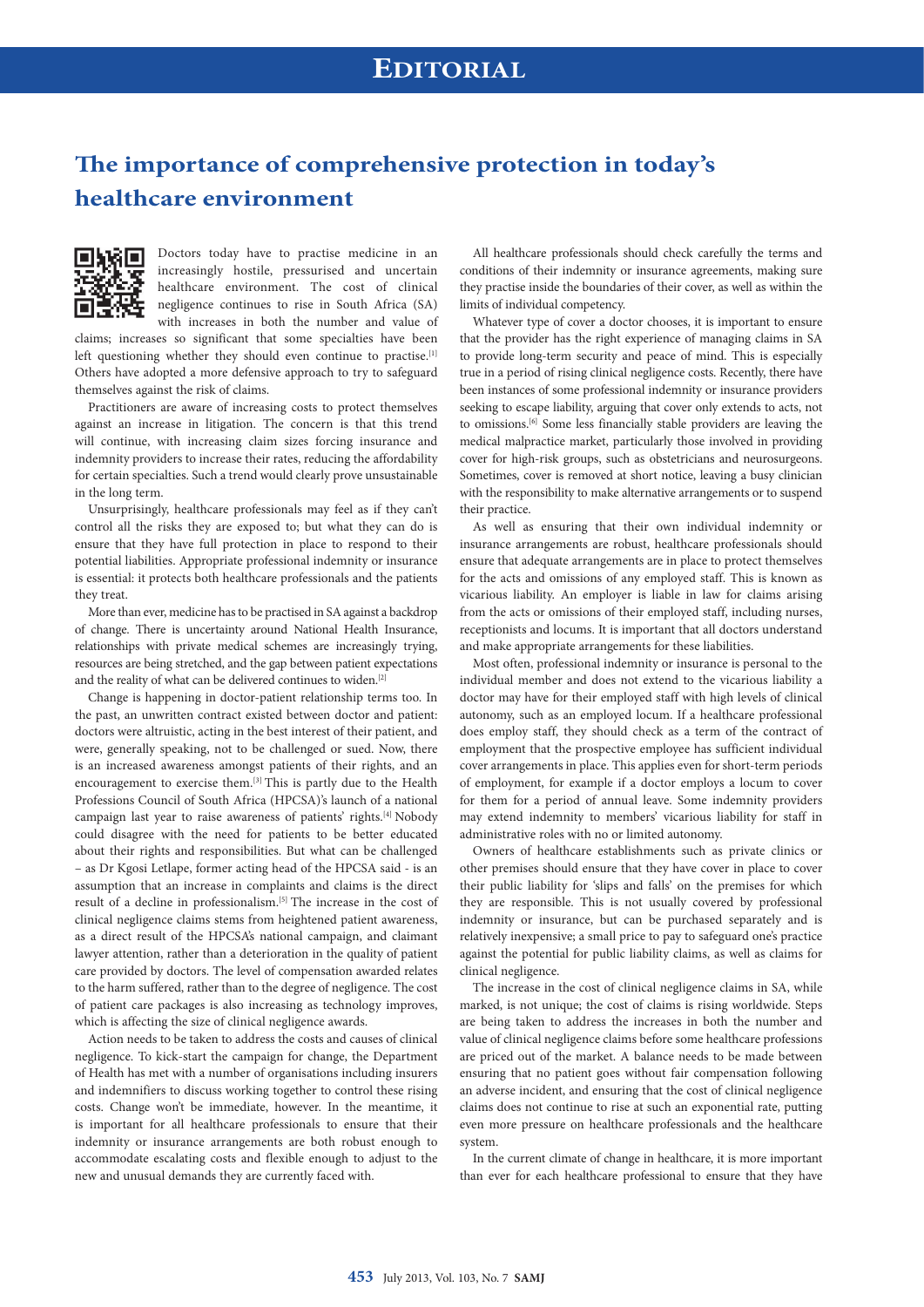# Editorial

## The importance of comprehensive protection in today's healthcare environment

Doctors today have to practise medicine in an increasingly hostile, pressurised and uncertain healthcare environment. The cost of clinical negligence continues to rise in South Africa (SA) with increases in both the number and value of claims; increases so significant that some specialties have been left questioning whether they should even continue to practise.[1] Others have adopted a more defensive approach to try to safeguard themselves against the risk of claims.

Practitioners are aware of increasing costs to protect themselves against an increase in litigation. The concern is that this trend will continue, with increasing claim sizes forcing insurance and indemnity providers to increase their rates, reducing the affordability for certain specialties. Such a trend would clearly prove unsustainable in the long term.

Unsurprisingly, healthcare professionals may feel as if they can't control all the risks they are exposed to; but what they can do is ensure that they have full protection in place to respond to their potential liabilities. Appropriate professional indemnity or insurance is essential: it protects both healthcare professionals and the patients they treat.

More than ever, medicine has to be practised in SA against a backdrop of change. There is uncertainty around National Health Insurance, relationships with private medical schemes are increasingly trying, resources are being stretched, and the gap between patient expectations and the reality of what can be delivered continues to widen.[2]

Change is happening in doctor-patient relationship terms too. In the past, an unwritten contract existed between doctor and patient: doctors were altruistic, acting in the best interest of their patient, and were, generally speaking, not to be challenged or sued. Now, there is an increased awareness amongst patients of their rights, and an encouragement to exercise them.[3] This is partly due to the Health Professions Council of South Africa (HPCSA)'s launch of a national campaign last year to raise awareness of patients' rights.[4] Nobody could disagree with the need for patients to be better educated about their rights and responsibilities. But what can be challenged – as Dr Kgosi Letlape, former acting head of the HPCSA said - is an assumption that an increase in complaints and claims is the direct result of a decline in professionalism.[5] The increase in the cost of clinical negligence claims stems from heightened patient awareness, as a direct result of the HPCSA's national campaign, and claimant lawyer attention, rather than a deterioration in the quality of patient care provided by doctors. The level of compensation awarded relates to the harm suffered, rather than to the degree of negligence. The cost of patient care packages is also increasing as technology improves, which is affecting the size of clinical negligence awards.

Action needs to be taken to address the costs and causes of clinical negligence. To kick-start the campaign for change, the Department of Health has met with a number of organisations including insurers and indemnifiers to discuss working together to control these rising costs. Change won't be immediate, however. In the meantime, it is important for all healthcare professionals to ensure that their indemnity or insurance arrangements are both robust enough to accommodate escalating costs and flexible enough to adjust to the new and unusual demands they are currently faced with.

All healthcare professionals should check carefully the terms and conditions of their indemnity or insurance agreements, making sure they practise inside the boundaries of their cover, as well as within the limits of individual competency.

Whatever type of cover a doctor chooses, it is important to ensure that the provider has the right experience of managing claims in SA to provide long-term security and peace of mind. This is especially true in a period of rising clinical negligence costs. Recently, there have been instances of some professional indemnity or insurance providers seeking to escape liability, arguing that cover only extends to acts, not to omissions.[6] Some less financially stable providers are leaving the medical malpractice market, particularly those involved in providing cover for high-risk groups, such as obstetricians and neurosurgeons. Sometimes, cover is removed at short notice, leaving a busy clinician with the responsibility to make alternative arrangements or to suspend their practice.

As well as ensuring that their own individual indemnity or insurance arrangements are robust, healthcare professionals should ensure that adequate arrangements are in place to protect themselves for the acts and omissions of any employed staff. This is known as vicarious liability. An employer is liable in law for claims arising from the acts or omissions of their employed staff, including nurses, receptionists and locums. It is important that all doctors understand and make appropriate arrangements for these liabilities.

Most often, professional indemnity or insurance is personal to the individual member and does not extend to the vicarious liability a doctor may have for their employed staff with high levels of clinical autonomy, such as an employed locum. If a healthcare professional does employ staff, they should check as a term of the contract of employment that the prospective employee has sufficient individual cover arrangements in place. This applies even for short-term periods of employment, for example if a doctor employs a locum to cover for them for a period of annual leave. Some indemnity providers may extend indemnity to members' vicarious liability for staff in administrative roles with no or limited autonomy.

Owners of healthcare establishments such as private clinics or other premises should ensure that they have cover in place to cover their public liability for 'slips and falls' on the premises for which they are responsible. This is not usually covered by professional indemnity or insurance, but can be purchased separately and is relatively inexpensive; a small price to pay to safeguard one's practice against the potential for public liability claims, as well as claims for clinical negligence.

The increase in the cost of clinical negligence claims in SA, while marked, is not unique; the cost of claims is rising worldwide. Steps are being taken to address the increases in both the number and value of clinical negligence claims before some healthcare professions are priced out of the market. A balance needs to be made between ensuring that no patient goes without fair compensation following an adverse incident, and ensuring that the cost of clinical negligence claims does not continue to rise at such an exponential rate, putting even more pressure on healthcare professionals and the healthcare system.

In the current climate of change in healthcare, it is more important than ever for each healthcare professional to ensure that they have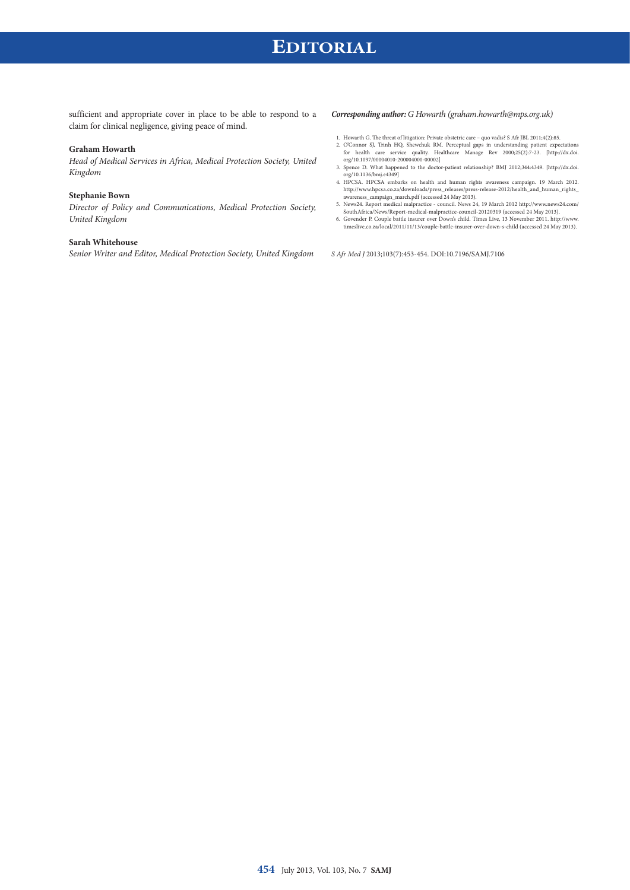sufficient and appropriate cover in place to be able to respond to a claim for clinical negligence, giving peace of mind.

**Graham Howarth**

*Head of Medical Services in Africa, Medical Protection Society, United Kingdom*

**Stephanie Bown**

*Director of Policy and Communications, Medical Protection Society, United Kingdom*

**Sarah Whitehouse**

*Senior Writer and Editor, Medical Protection Society, United Kingdom*

***Corresponding author:*** *G Howarth (graham.howarth@mps.org.uk)*

1. Howarth G. The threat of litigation: Private obstetric care – quo vadis? S Afr JBL 2011;4(2):85.
2. O'Connor SJ, Trinh HQ, Shewchuk RM. Perceptual gaps in understanding patient expectations for health care service quality. Healthcare Manage Rev 2000;25(2):7-23. [http://dx.doi.org/10.1097/00004010-200004000-00002]
3. Spence D. What happened to the doctor-patient relationship? BMJ 2012;344:4349. [http://dx.doi.org/10.1136/bmj.e4349]
4. HPCSA. HPCSA embarks on health and human rights awareness campaign. 19 March 2012. http://www.hpcsa.co.za/downloads/press_releases/press-release-2012/health_and_human_rights_awareness_campaign_march.pdf (accessed 24 May 2013).
5. News24. Report medical malpractice - council. News 24, 19 March 2012 http://www.news24.com/SouthAfrica/News/Report-medical-malpractice-council-20120319 (accessed 24 May 2013).
6. Govender P. Couple battle insurer over Down's child. Times Live, 13 November 2011. http://www.timeslive.co.za/local/2011/11/13/couple-battle-insurer-over-down-s-child (accessed 24 May 2013).

*S Afr Med J* 2013;103(7):453-454. DOI:10.7196/SAMJ.7106